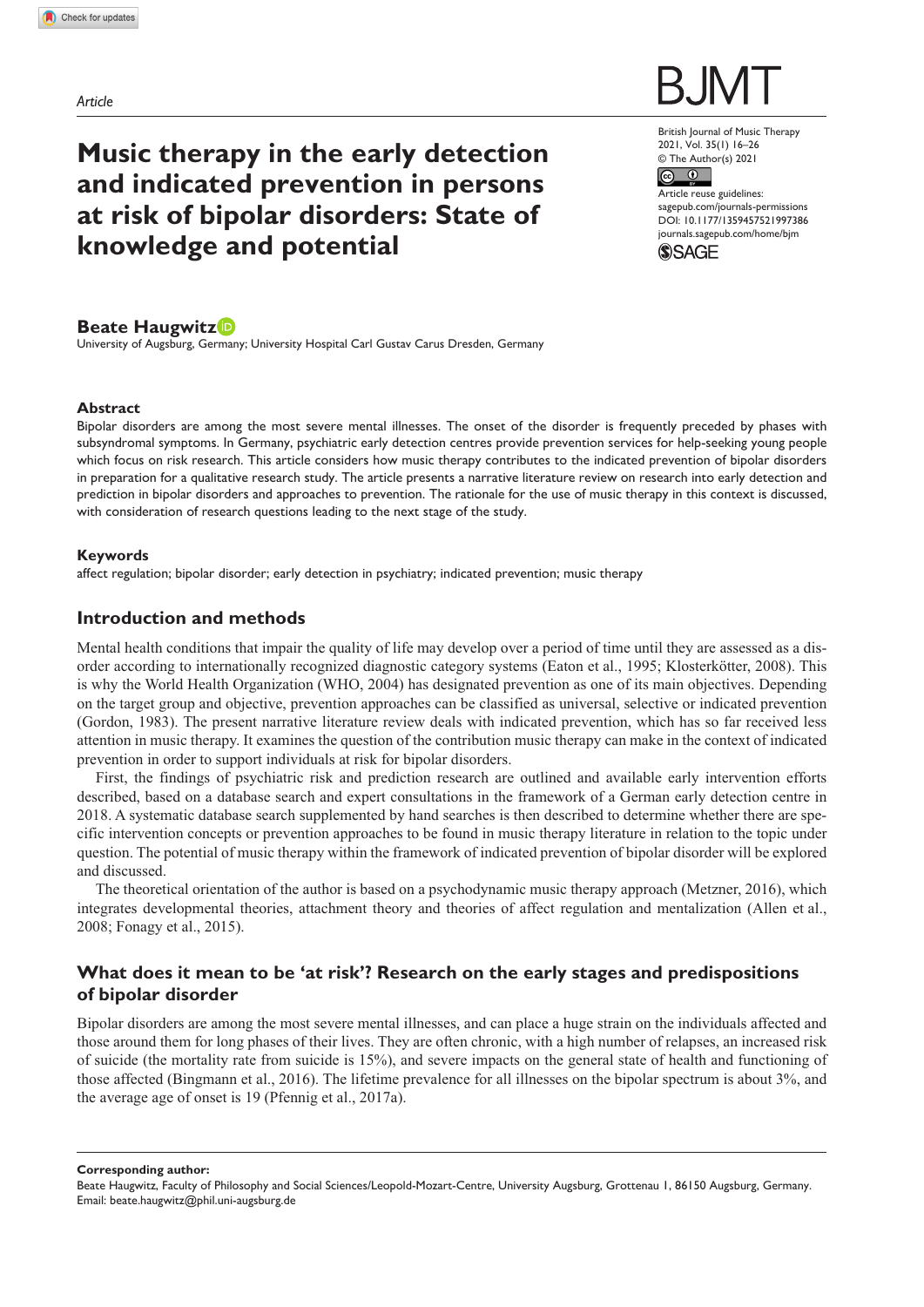*Article*

# Music therapy in the early detection and indicated prevention in persons at risk of bipolar disorders: State of knowledge and potential

**Beate Haugwitz**

University of Augsburg, Germany; University Hospital Carl Gustav Carus Dresden, Germany

### Abstract

Bipolar disorders are among the most severe mental illnesses. The onset of the disorder is frequently preceded by phases with subsyndromal symptoms. In Germany, psychiatric early detection centres provide prevention services for help-seeking young people which focus on risk research. This article considers how music therapy contributes to the indicated prevention of bipolar disorders in preparation for a qualitative research study. The article presents a narrative literature review on research into early detection and prediction in bipolar disorders and approaches to prevention. The rationale for the use of music therapy in this context is discussed, with consideration of research questions leading to the next stage of the study.

### Keywords

affect regulation; bipolar disorder; early detection in psychiatry; indicated prevention; music therapy

## Introduction and methods

Mental health conditions that impair the quality of life may develop over a period of time until they are assessed as a disorder according to internationally recognized diagnostic category systems (Eaton et al., 1995; Klosterkötter, 2008). This is why the World Health Organization (WHO, 2004) has designated prevention as one of its main objectives. Depending on the target group and objective, prevention approaches can be classified as universal, selective or indicated prevention (Gordon, 1983). The present narrative literature review deals with indicated prevention, which has so far received less attention in music therapy. It examines the question of the contribution music therapy can make in the context of indicated prevention in order to support individuals at risk for bipolar disorders.

First, the findings of psychiatric risk and prediction research are outlined and available early intervention efforts described, based on a database search and expert consultations in the framework of a German early detection centre in 2018. A systematic database search supplemented by hand searches is then described to determine whether there are specific intervention concepts or prevention approaches to be found in music therapy literature in relation to the topic under question. The potential of music therapy within the framework of indicated prevention of bipolar disorder will be explored and discussed.

The theoretical orientation of the author is based on a psychodynamic music therapy approach (Metzner, 2016), which integrates developmental theories, attachment theory and theories of affect regulation and mentalization (Allen et al., 2008; Fonagy et al., 2015).

## What does it mean to be 'at risk'? Research on the early stages and predispositions of bipolar disorder

Bipolar disorders are among the most severe mental illnesses, and can place a huge strain on the individuals affected and those around them for long phases of their lives. They are often chronic, with a high number of relapses, an increased risk of suicide (the mortality rate from suicide is 15%), and severe impacts on the general state of health and functioning of those affected (Bingmann et al., 2016). The lifetime prevalence for all illnesses on the bipolar spectrum is about 3%, and the average age of onset is 19 (Pfennig et al., 2017a).

**Corresponding author:**

Beate Haugwitz, Faculty of Philosophy and Social Sciences/Leopold-Mozart-Centre, University Augsburg, Grottenau 1, 86150 Augsburg, Germany.
Email: beate.haugwitz@phil.uni-augsburg.de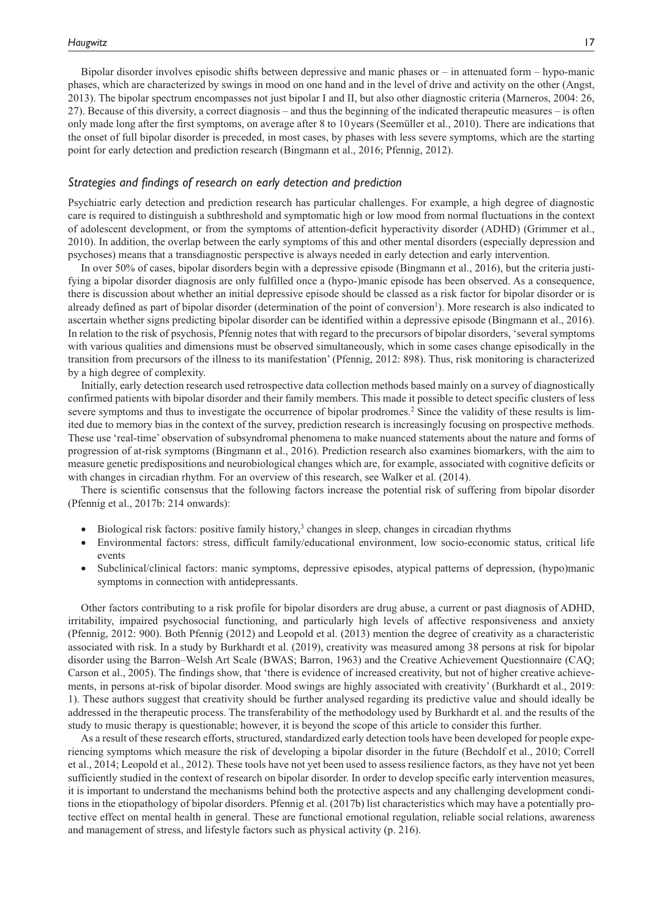Bipolar disorder involves episodic shifts between depressive and manic phases or – in attenuated form – hypo-manic phases, which are characterized by swings in mood on one hand and in the level of drive and activity on the other (Angst, 2013). The bipolar spectrum encompasses not just bipolar I and II, but also other diagnostic criteria (Marneros, 2004: 26, 27). Because of this diversity, a correct diagnosis – and thus the beginning of the indicated therapeutic measures – is often only made long after the first symptoms, on average after 8 to 10 years (Seemüller et al., 2010). There are indications that the onset of full bipolar disorder is preceded, in most cases, by phases with less severe symptoms, which are the starting point for early detection and prediction research (Bingmann et al., 2016; Pfennig, 2012).

### *Strategies and findings of research on early detection and prediction*

Psychiatric early detection and prediction research has particular challenges. For example, a high degree of diagnostic care is required to distinguish a subthreshold and symptomatic high or low mood from normal fluctuations in the context of adolescent development, or from the symptoms of attention-deficit hyperactivity disorder (ADHD) (Grimmer et al., 2010). In addition, the overlap between the early symptoms of this and other mental disorders (especially depression and psychoses) means that a transdiagnostic perspective is always needed in early detection and early intervention.

In over 50% of cases, bipolar disorders begin with a depressive episode (Bingmann et al., 2016), but the criteria justifying a bipolar disorder diagnosis are only fulfilled once a (hypo-)manic episode has been observed. As a consequence, there is discussion about whether an initial depressive episode should be classed as a risk factor for bipolar disorder or is already defined as part of bipolar disorder (determination of the point of conversion[1]). More research is also indicated to ascertain whether signs predicting bipolar disorder can be identified within a depressive episode (Bingmann et al., 2016). In relation to the risk of psychosis, Pfennig notes that with regard to the precursors of bipolar disorders, 'several symptoms with various qualities and dimensions must be observed simultaneously, which in some cases change episodically in the transition from precursors of the illness to its manifestation' (Pfennig, 2012: 898). Thus, risk monitoring is characterized by a high degree of complexity.

Initially, early detection research used retrospective data collection methods based mainly on a survey of diagnostically confirmed patients with bipolar disorder and their family members. This made it possible to detect specific clusters of less severe symptoms and thus to investigate the occurrence of bipolar prodromes.[2] Since the validity of these results is limited due to memory bias in the context of the survey, prediction research is increasingly focusing on prospective methods. These use 'real-time' observation of subsyndromal phenomena to make nuanced statements about the nature and forms of progression of at-risk symptoms (Bingmann et al., 2016). Prediction research also examines biomarkers, with the aim to measure genetic predispositions and neurobiological changes which are, for example, associated with cognitive deficits or with changes in circadian rhythm. For an overview of this research, see Walker et al. (2014).

There is scientific consensus that the following factors increase the potential risk of suffering from bipolar disorder (Pfennig et al., 2017b: 214 onwards):

- Biological risk factors: positive family history,[3] changes in sleep, changes in circadian rhythms
- Environmental factors: stress, difficult family/educational environment, low socio-economic status, critical life events
- Subclinical/clinical factors: manic symptoms, depressive episodes, atypical patterns of depression, (hypo)manic symptoms in connection with antidepressants.

Other factors contributing to a risk profile for bipolar disorders are drug abuse, a current or past diagnosis of ADHD, irritability, impaired psychosocial functioning, and particularly high levels of affective responsiveness and anxiety (Pfennig, 2012: 900). Both Pfennig (2012) and Leopold et al. (2013) mention the degree of creativity as a characteristic associated with risk. In a study by Burkhardt et al. (2019), creativity was measured among 38 persons at risk for bipolar disorder using the Barron–Welsh Art Scale (BWAS; Barron, 1963) and the Creative Achievement Questionnaire (CAQ; Carson et al., 2005). The findings show, that 'there is evidence of increased creativity, but not of higher creative achievements, in persons at-risk of bipolar disorder. Mood swings are highly associated with creativity' (Burkhardt et al., 2019: 1). These authors suggest that creativity should be further analysed regarding its predictive value and should ideally be addressed in the therapeutic process. The transferability of the methodology used by Burkhardt et al. and the results of the study to music therapy is questionable; however, it is beyond the scope of this article to consider this further.

As a result of these research efforts, structured, standardized early detection tools have been developed for people experiencing symptoms which measure the risk of developing a bipolar disorder in the future (Bechdolf et al., 2010; Correll et al., 2014; Leopold et al., 2012). These tools have not yet been used to assess resilience factors, as they have not yet been sufficiently studied in the context of research on bipolar disorder. In order to develop specific early intervention measures, it is important to understand the mechanisms behind both the protective aspects and any challenging development conditions in the etiopathology of bipolar disorders. Pfennig et al. (2017b) list characteristics which may have a potentially protective effect on mental health in general. These are functional emotional regulation, reliable social relations, awareness and management of stress, and lifestyle factors such as physical activity (p. 216).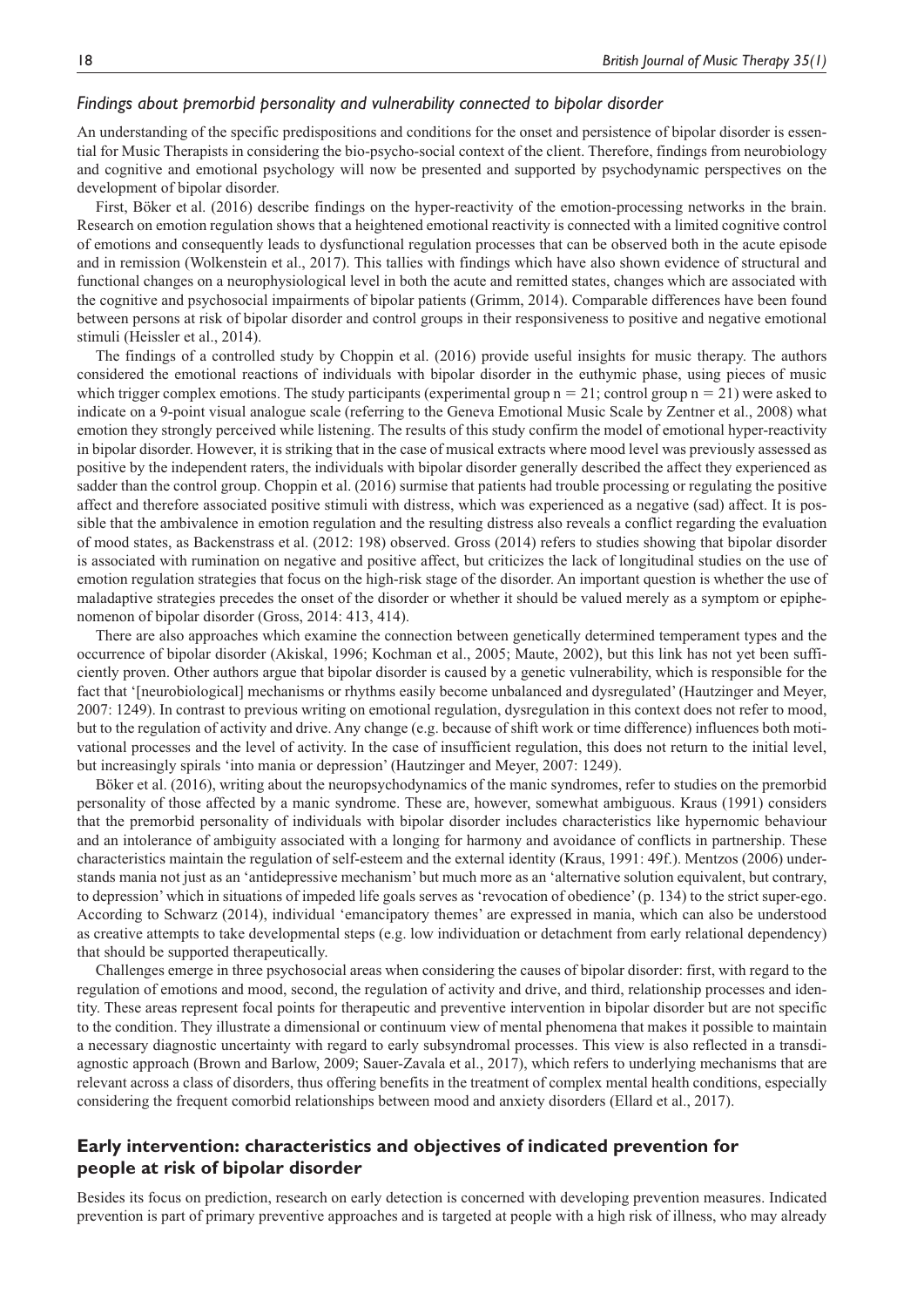### *Findings about premorbid personality and vulnerability connected to bipolar disorder*

An understanding of the specific predispositions and conditions for the onset and persistence of bipolar disorder is essential for Music Therapists in considering the bio-psycho-social context of the client. Therefore, findings from neurobiology and cognitive and emotional psychology will now be presented and supported by psychodynamic perspectives on the development of bipolar disorder.

First, Böker et al. (2016) describe findings on the hyper-reactivity of the emotion-processing networks in the brain. Research on emotion regulation shows that a heightened emotional reactivity is connected with a limited cognitive control of emotions and consequently leads to dysfunctional regulation processes that can be observed both in the acute episode and in remission (Wolkenstein et al., 2017). This tallies with findings which have also shown evidence of structural and functional changes on a neurophysiological level in both the acute and remitted states, changes which are associated with the cognitive and psychosocial impairments of bipolar patients (Grimm, 2014). Comparable differences have been found between persons at risk of bipolar disorder and control groups in their responsiveness to positive and negative emotional stimuli (Heissler et al., 2014).

The findings of a controlled study by Choppin et al. (2016) provide useful insights for music therapy. The authors considered the emotional reactions of individuals with bipolar disorder in the euthymic phase, using pieces of music which trigger complex emotions. The study participants (experimental group $n = 21$; control group $n = 21$) were asked to indicate on a 9-point visual analogue scale (referring to the Geneva Emotional Music Scale by Zentner et al., 2008) what emotion they strongly perceived while listening. The results of this study confirm the model of emotional hyper-reactivity in bipolar disorder. However, it is striking that in the case of musical extracts where mood level was previously assessed as positive by the independent raters, the individuals with bipolar disorder generally described the affect they experienced as sadder than the control group. Choppin et al. (2016) surmise that patients had trouble processing or regulating the positive affect and therefore associated positive stimuli with distress, which was experienced as a negative (sad) affect. It is possible that the ambivalence in emotion regulation and the resulting distress also reveals a conflict regarding the evaluation of mood states, as Backenstrass et al. (2012: 198) observed. Gross (2014) refers to studies showing that bipolar disorder is associated with rumination on negative and positive affect, but criticizes the lack of longitudinal studies on the use of emotion regulation strategies that focus on the high-risk stage of the disorder. An important question is whether the use of maladaptive strategies precedes the onset of the disorder or whether it should be valued merely as a symptom or epiphenomenon of bipolar disorder (Gross, 2014: 413, 414).

There are also approaches which examine the connection between genetically determined temperament types and the occurrence of bipolar disorder (Akiskal, 1996; Kochman et al., 2005; Maute, 2002), but this link has not yet been sufficiently proven. Other authors argue that bipolar disorder is caused by a genetic vulnerability, which is responsible for the fact that '[neurobiological] mechanisms or rhythms easily become unbalanced and dysregulated' (Hautzinger and Meyer, 2007: 1249). In contrast to previous writing on emotional regulation, dysregulation in this context does not refer to mood, but to the regulation of activity and drive. Any change (e.g. because of shift work or time difference) influences both motivational processes and the level of activity. In the case of insufficient regulation, this does not return to the initial level, but increasingly spirals 'into mania or depression' (Hautzinger and Meyer, 2007: 1249).

Böker et al. (2016), writing about the neuropsychodynamics of the manic syndromes, refer to studies on the premorbid personality of those affected by a manic syndrome. These are, however, somewhat ambiguous. Kraus (1991) considers that the premorbid personality of individuals with bipolar disorder includes characteristics like hypernomic behaviour and an intolerance of ambiguity associated with a longing for harmony and avoidance of conflicts in partnership. These characteristics maintain the regulation of self-esteem and the external identity (Kraus, 1991: 49f.). Mentzos (2006) understands mania not just as an 'antidepressive mechanism' but much more as an 'alternative solution equivalent, but contrary, to depression' which in situations of impeded life goals serves as 'revocation of obedience' (p. 134) to the strict super-ego. According to Schwarz (2014), individual 'emancipatory themes' are expressed in mania, which can also be understood as creative attempts to take developmental steps (e.g. low individuation or detachment from early relational dependency) that should be supported therapeutically.

Challenges emerge in three psychosocial areas when considering the causes of bipolar disorder: first, with regard to the regulation of emotions and mood, second, the regulation of activity and drive, and third, relationship processes and identity. These areas represent focal points for therapeutic and preventive intervention in bipolar disorder but are not specific to the condition. They illustrate a dimensional or continuum view of mental phenomena that makes it possible to maintain a necessary diagnostic uncertainty with regard to early subsyndromal processes. This view is also reflected in a transdiagnostic approach (Brown and Barlow, 2009; Sauer-Zavala et al., 2017), which refers to underlying mechanisms that are relevant across a class of disorders, thus offering benefits in the treatment of complex mental health conditions, especially considering the frequent comorbid relationships between mood and anxiety disorders (Ellard et al., 2017).

## Early intervention: characteristics and objectives of indicated prevention for people at risk of bipolar disorder

Besides its focus on prediction, research on early detection is concerned with developing prevention measures. Indicated prevention is part of primary preventive approaches and is targeted at people with a high risk of illness, who may already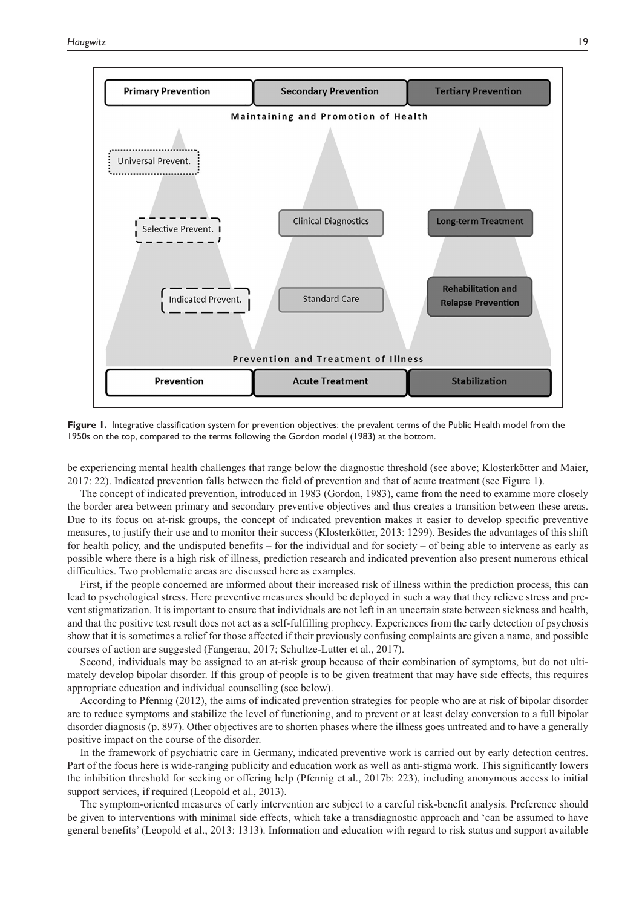**Figure 1.** Integrative classification system for prevention objectives: the prevalent terms of the Public Health model from the 1950s on the top, compared to the terms following the Gordon model (1983) at the bottom.

be experiencing mental health challenges that range below the diagnostic threshold (see above; Klosterkötter and Maier, 2017: 22). Indicated prevention falls between the field of prevention and that of acute treatment (see Figure 1).

The concept of indicated prevention, introduced in 1983 (Gordon, 1983), came from the need to examine more closely the border area between primary and secondary preventive objectives and thus creates a transition between these areas. Due to its focus on at-risk groups, the concept of indicated prevention makes it easier to develop specific preventive measures, to justify their use and to monitor their success (Klosterkötter, 2013: 1299). Besides the advantages of this shift for health policy, and the undisputed benefits – for the individual and for society – of being able to intervene as early as possible where there is a high risk of illness, prediction research and indicated prevention also present numerous ethical difficulties. Two problematic areas are discussed here as examples.

First, if the people concerned are informed about their increased risk of illness within the prediction process, this can lead to psychological stress. Here preventive measures should be deployed in such a way that they relieve stress and prevent stigmatization. It is important to ensure that individuals are not left in an uncertain state between sickness and health, and that the positive test result does not act as a self-fulfilling prophecy. Experiences from the early detection of psychosis show that it is sometimes a relief for those affected if their previously confusing complaints are given a name, and possible courses of action are suggested (Fangerau, 2017; Schultze-Lutter et al., 2017).

Second, individuals may be assigned to an at-risk group because of their combination of symptoms, but do not ultimately develop bipolar disorder. If this group of people is to be given treatment that may have side effects, this requires appropriate education and individual counselling (see below).

According to Pfennig (2012), the aims of indicated prevention strategies for people who are at risk of bipolar disorder are to reduce symptoms and stabilize the level of functioning, and to prevent or at least delay conversion to a full bipolar disorder diagnosis (p. 897). Other objectives are to shorten phases where the illness goes untreated and to have a generally positive impact on the course of the disorder.

In the framework of psychiatric care in Germany, indicated preventive work is carried out by early detection centres. Part of the focus here is wide-ranging publicity and education work as well as anti-stigma work. This significantly lowers the inhibition threshold for seeking or offering help (Pfennig et al., 2017b: 223), including anonymous access to initial support services, if required (Leopold et al., 2013).

The symptom-oriented measures of early intervention are subject to a careful risk-benefit analysis. Preference should be given to interventions with minimal side effects, which take a transdiagnostic approach and 'can be assumed to have general benefits' (Leopold et al., 2013: 1313). Information and education with regard to risk status and support available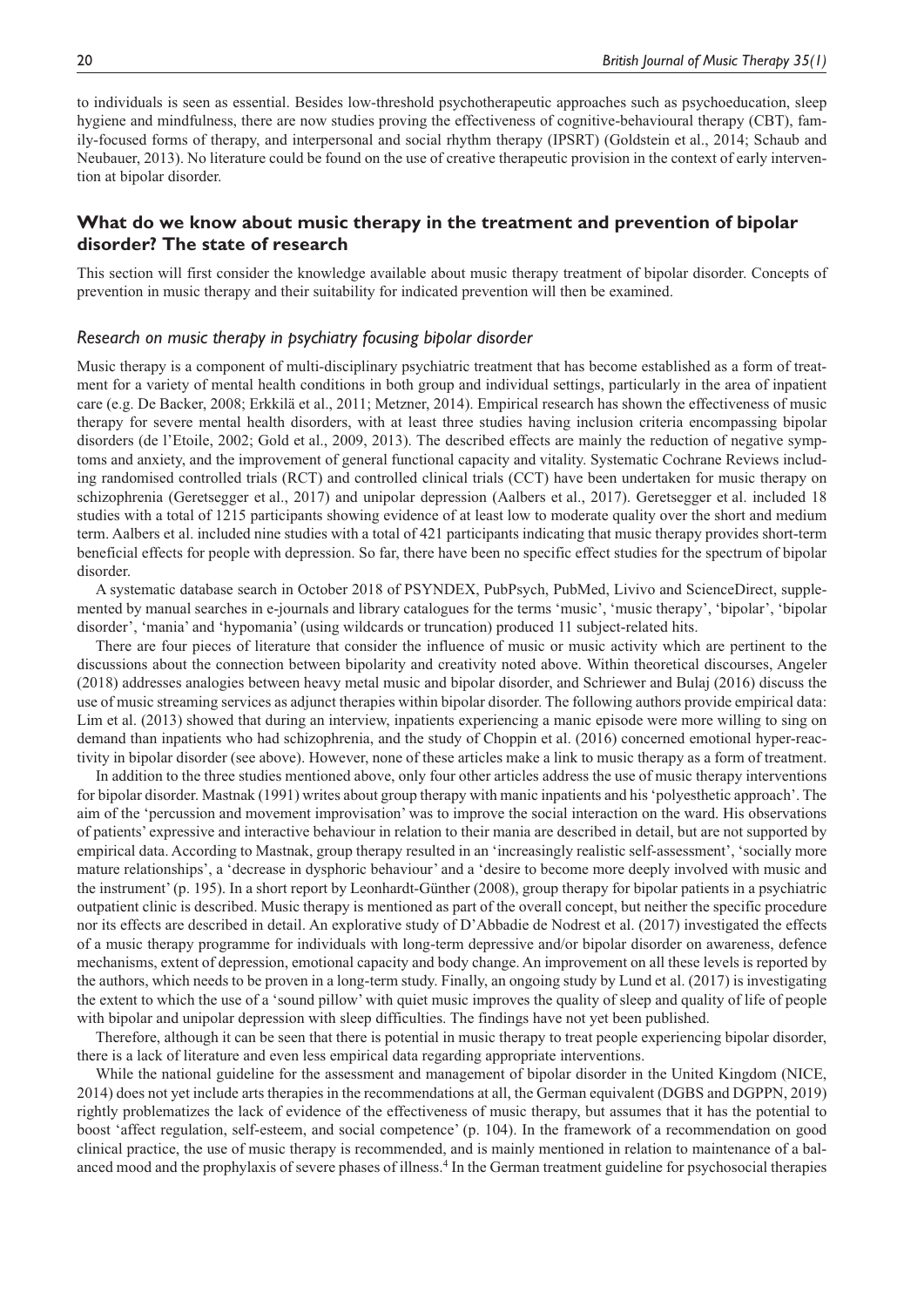to individuals is seen as essential. Besides low-threshold psychotherapeutic approaches such as psychoeducation, sleep hygiene and mindfulness, there are now studies proving the effectiveness of cognitive-behavioural therapy (CBT), family-focused forms of therapy, and interpersonal and social rhythm therapy (IPSRT) (Goldstein et al., 2014; Schaub and Neubauer, 2013). No literature could be found on the use of creative therapeutic provision in the context of early intervention at bipolar disorder.

## What do we know about music therapy in the treatment and prevention of bipolar disorder? The state of research

This section will first consider the knowledge available about music therapy treatment of bipolar disorder. Concepts of prevention in music therapy and their suitability for indicated prevention will then be examined.

### *Research on music therapy in psychiatry focusing bipolar disorder*

Music therapy is a component of multi-disciplinary psychiatric treatment that has become established as a form of treatment for a variety of mental health conditions in both group and individual settings, particularly in the area of inpatient care (e.g. De Backer, 2008; Erkkilä et al., 2011; Metzner, 2014). Empirical research has shown the effectiveness of music therapy for severe mental health disorders, with at least three studies having inclusion criteria encompassing bipolar disorders (de l'Etoile, 2002; Gold et al., 2009, 2013). The described effects are mainly the reduction of negative symptoms and anxiety, and the improvement of general functional capacity and vitality. Systematic Cochrane Reviews including randomised controlled trials (RCT) and controlled clinical trials (CCT) have been undertaken for music therapy on schizophrenia (Geretsegger et al., 2017) and unipolar depression (Aalbers et al., 2017). Geretsegger et al. included 18 studies with a total of 1215 participants showing evidence of at least low to moderate quality over the short and medium term. Aalbers et al. included nine studies with a total of 421 participants indicating that music therapy provides short-term beneficial effects for people with depression. So far, there have been no specific effect studies for the spectrum of bipolar disorder.

A systematic database search in October 2018 of PSYNDEX, PubPsych, PubMed, Livivo and ScienceDirect, supplemented by manual searches in e-journals and library catalogues for the terms 'music', 'music therapy', 'bipolar', 'bipolar disorder', 'mania' and 'hypomania' (using wildcards or truncation) produced 11 subject-related hits.

There are four pieces of literature that consider the influence of music or music activity which are pertinent to the discussions about the connection between bipolarity and creativity noted above. Within theoretical discourses, Angeler (2018) addresses analogies between heavy metal music and bipolar disorder, and Schriewer and Bulaj (2016) discuss the use of music streaming services as adjunct therapies within bipolar disorder. The following authors provide empirical data: Lim et al. (2013) showed that during an interview, inpatients experiencing a manic episode were more willing to sing on demand than inpatients who had schizophrenia, and the study of Choppin et al. (2016) concerned emotional hyper-reactivity in bipolar disorder (see above). However, none of these articles make a link to music therapy as a form of treatment.

In addition to the three studies mentioned above, only four other articles address the use of music therapy interventions for bipolar disorder. Mastnak (1991) writes about group therapy with manic inpatients and his 'polyesthetic approach'. The aim of the 'percussion and movement improvisation' was to improve the social interaction on the ward. His observations of patients' expressive and interactive behaviour in relation to their mania are described in detail, but are not supported by empirical data. According to Mastnak, group therapy resulted in an 'increasingly realistic self-assessment', 'socially more mature relationships', a 'decrease in dysphoric behaviour' and a 'desire to become more deeply involved with music and the instrument' (p. 195). In a short report by Leonhardt-Günther (2008), group therapy for bipolar patients in a psychiatric outpatient clinic is described. Music therapy is mentioned as part of the overall concept, but neither the specific procedure nor its effects are described in detail. An explorative study of D'Abbadie de Nodrest et al. (2017) investigated the effects of a music therapy programme for individuals with long-term depressive and/or bipolar disorder on awareness, defence mechanisms, extent of depression, emotional capacity and body change. An improvement on all these levels is reported by the authors, which needs to be proven in a long-term study. Finally, an ongoing study by Lund et al. (2017) is investigating the extent to which the use of a 'sound pillow' with quiet music improves the quality of sleep and quality of life of people with bipolar and unipolar depression with sleep difficulties. The findings have not yet been published.

Therefore, although it can be seen that there is potential in music therapy to treat people experiencing bipolar disorder, there is a lack of literature and even less empirical data regarding appropriate interventions.

While the national guideline for the assessment and management of bipolar disorder in the United Kingdom (NICE, 2014) does not yet include arts therapies in the recommendations at all, the German equivalent (DGBS and DGPPN, 2019) rightly problematizes the lack of evidence of the effectiveness of music therapy, but assumes that it has the potential to boost 'affect regulation, self-esteem, and social competence' (p. 104). In the framework of a recommendation on good clinical practice, the use of music therapy is recommended, and is mainly mentioned in relation to maintenance of a balanced mood and the prophylaxis of severe phases of illness.[4] In the German treatment guideline for psychosocial therapies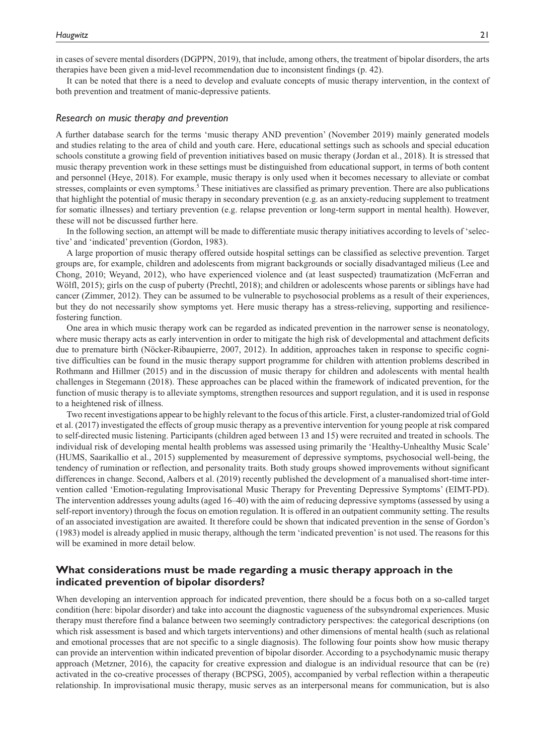in cases of severe mental disorders (DGPPN, 2019), that include, among others, the treatment of bipolar disorders, the arts therapies have been given a mid-level recommendation due to inconsistent findings (p. 42).

It can be noted that there is a need to develop and evaluate concepts of music therapy intervention, in the context of both prevention and treatment of manic-depressive patients.

### *Research on music therapy and prevention*

A further database search for the terms 'music therapy AND prevention' (November 2019) mainly generated models and studies relating to the area of child and youth care. Here, educational settings such as schools and special education schools constitute a growing field of prevention initiatives based on music therapy (Jordan et al., 2018). It is stressed that music therapy prevention work in these settings must be distinguished from educational support, in terms of both content and personnel (Heye, 2018). For example, music therapy is only used when it becomes necessary to alleviate or combat stresses, complaints or even symptoms.[5] These initiatives are classified as primary prevention. There are also publications that highlight the potential of music therapy in secondary prevention (e.g. as an anxiety-reducing supplement to treatment for somatic illnesses) and tertiary prevention (e.g. relapse prevention or long-term support in mental health). However, these will not be discussed further here.

In the following section, an attempt will be made to differentiate music therapy initiatives according to levels of 'selective' and 'indicated' prevention (Gordon, 1983).

A large proportion of music therapy offered outside hospital settings can be classified as selective prevention. Target groups are, for example, children and adolescents from migrant backgrounds or socially disadvantaged milieus (Lee and Chong, 2010; Weyand, 2012), who have experienced violence and (at least suspected) traumatization (McFerran and Wölfl, 2015); girls on the cusp of puberty (Prechtl, 2018); and children or adolescents whose parents or siblings have had cancer (Zimmer, 2012). They can be assumed to be vulnerable to psychosocial problems as a result of their experiences, but they do not necessarily show symptoms yet. Here music therapy has a stress-relieving, supporting and resilience-fostering function.

One area in which music therapy work can be regarded as indicated prevention in the narrower sense is neonatology, where music therapy acts as early intervention in order to mitigate the high risk of developmental and attachment deficits due to premature birth (Nöcker-Ribaupierre, 2007, 2012). In addition, approaches taken in response to specific cognitive difficulties can be found in the music therapy support programme for children with attention problems described in Rothmann and Hillmer (2015) and in the discussion of music therapy for children and adolescents with mental health challenges in Stegemann (2018). These approaches can be placed within the framework of indicated prevention, for the function of music therapy is to alleviate symptoms, strengthen resources and support regulation, and it is used in response to a heightened risk of illness.

Two recent investigations appear to be highly relevant to the focus of this article. First, a cluster-randomized trial of Gold et al. (2017) investigated the effects of group music therapy as a preventive intervention for young people at risk compared to self-directed music listening. Participants (children aged between 13 and 15) were recruited and treated in schools. The individual risk of developing mental health problems was assessed using primarily the 'Healthy-Unhealthy Music Scale' (HUMS, Saarikallio et al., 2015) supplemented by measurement of depressive symptoms, psychosocial well-being, the tendency of rumination or reflection, and personality traits. Both study groups showed improvements without significant differences in change. Second, Aalbers et al. (2019) recently published the development of a manualised short-time intervention called 'Emotion-regulating Improvisational Music Therapy for Preventing Depressive Symptoms' (EIMT-PD). The intervention addresses young adults (aged 16–40) with the aim of reducing depressive symptoms (assessed by using a self-report inventory) through the focus on emotion regulation. It is offered in an outpatient community setting. The results of an associated investigation are awaited. It therefore could be shown that indicated prevention in the sense of Gordon's (1983) model is already applied in music therapy, although the term 'indicated prevention' is not used. The reasons for this will be examined in more detail below.

## What considerations must be made regarding a music therapy approach in the indicated prevention of bipolar disorders?

When developing an intervention approach for indicated prevention, there should be a focus both on a so-called target condition (here: bipolar disorder) and take into account the diagnostic vagueness of the subsyndromal experiences. Music therapy must therefore find a balance between two seemingly contradictory perspectives: the categorical descriptions (on which risk assessment is based and which targets interventions) and other dimensions of mental health (such as relational and emotional processes that are not specific to a single diagnosis). The following four points show how music therapy can provide an intervention within indicated prevention of bipolar disorder. According to a psychodynamic music therapy approach (Metzner, 2016), the capacity for creative expression and dialogue is an individual resource that can be (re) activated in the co-creative processes of therapy (BCPSG, 2005), accompanied by verbal reflection within a therapeutic relationship. In improvisational music therapy, music serves as an interpersonal means for communication, but is also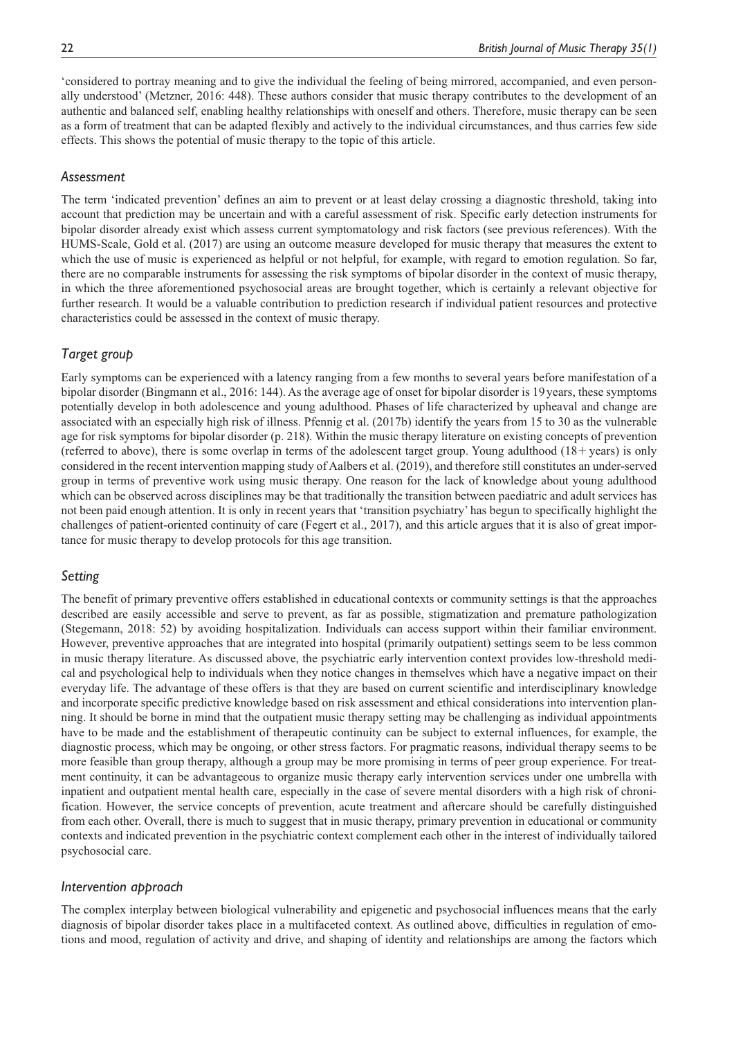'considered to portray meaning and to give the individual the feeling of being mirrored, accompanied, and even personally understood' (Metzner, 2016: 448). These authors consider that music therapy contributes to the development of an authentic and balanced self, enabling healthy relationships with oneself and others. Therefore, music therapy can be seen as a form of treatment that can be adapted flexibly and actively to the individual circumstances, and thus carries few side effects. This shows the potential of music therapy to the topic of this article.

### *Assessment*

The term 'indicated prevention' defines an aim to prevent or at least delay crossing a diagnostic threshold, taking into account that prediction may be uncertain and with a careful assessment of risk. Specific early detection instruments for bipolar disorder already exist which assess current symptomatology and risk factors (see previous references). With the HUMS-Scale, Gold et al. (2017) are using an outcome measure developed for music therapy that measures the extent to which the use of music is experienced as helpful or not helpful, for example, with regard to emotion regulation. So far, there are no comparable instruments for assessing the risk symptoms of bipolar disorder in the context of music therapy, in which the three aforementioned psychosocial areas are brought together, which is certainly a relevant objective for further research. It would be a valuable contribution to prediction research if individual patient resources and protective characteristics could be assessed in the context of music therapy.

### *Target group*

Early symptoms can be experienced with a latency ranging from a few months to several years before manifestation of a bipolar disorder (Bingmann et al., 2016: 144). As the average age of onset for bipolar disorder is 19 years, these symptoms potentially develop in both adolescence and young adulthood. Phases of life characterized by upheaval and change are associated with an especially high risk of illness. Pfennig et al. (2017b) identify the years from 15 to 30 as the vulnerable age for risk symptoms for bipolar disorder (p. 218). Within the music therapy literature on existing concepts of prevention (referred to above), there is some overlap in terms of the adolescent target group. Young adulthood (18+ years) is only considered in the recent intervention mapping study of Aalbers et al. (2019), and therefore still constitutes an under-served group in terms of preventive work using music therapy. One reason for the lack of knowledge about young adulthood which can be observed across disciplines may be that traditionally the transition between paediatric and adult services has not been paid enough attention. It is only in recent years that 'transition psychiatry' has begun to specifically highlight the challenges of patient-oriented continuity of care (Fegert et al., 2017), and this article argues that it is also of great importance for music therapy to develop protocols for this age transition.

### *Setting*

The benefit of primary preventive offers established in educational contexts or community settings is that the approaches described are easily accessible and serve to prevent, as far as possible, stigmatization and premature pathologization (Stegemann, 2018: 52) by avoiding hospitalization. Individuals can access support within their familiar environment. However, preventive approaches that are integrated into hospital (primarily outpatient) settings seem to be less common in music therapy literature. As discussed above, the psychiatric early intervention context provides low-threshold medical and psychological help to individuals when they notice changes in themselves which have a negative impact on their everyday life. The advantage of these offers is that they are based on current scientific and interdisciplinary knowledge and incorporate specific predictive knowledge based on risk assessment and ethical considerations into intervention planning. It should be borne in mind that the outpatient music therapy setting may be challenging as individual appointments have to be made and the establishment of therapeutic continuity can be subject to external influences, for example, the diagnostic process, which may be ongoing, or other stress factors. For pragmatic reasons, individual therapy seems to be more feasible than group therapy, although a group may be more promising in terms of peer group experience. For treatment continuity, it can be advantageous to organize music therapy early intervention services under one umbrella with inpatient and outpatient mental health care, especially in the case of severe mental disorders with a high risk of chronification. However, the service concepts of prevention, acute treatment and aftercare should be carefully distinguished from each other. Overall, there is much to suggest that in music therapy, primary prevention in educational or community contexts and indicated prevention in the psychiatric context complement each other in the interest of individually tailored psychosocial care.

### *Intervention approach*

The complex interplay between biological vulnerability and epigenetic and psychosocial influences means that the early diagnosis of bipolar disorder takes place in a multifaceted context. As outlined above, difficulties in regulation of emotions and mood, regulation of activity and drive, and shaping of identity and relationships are among the factors which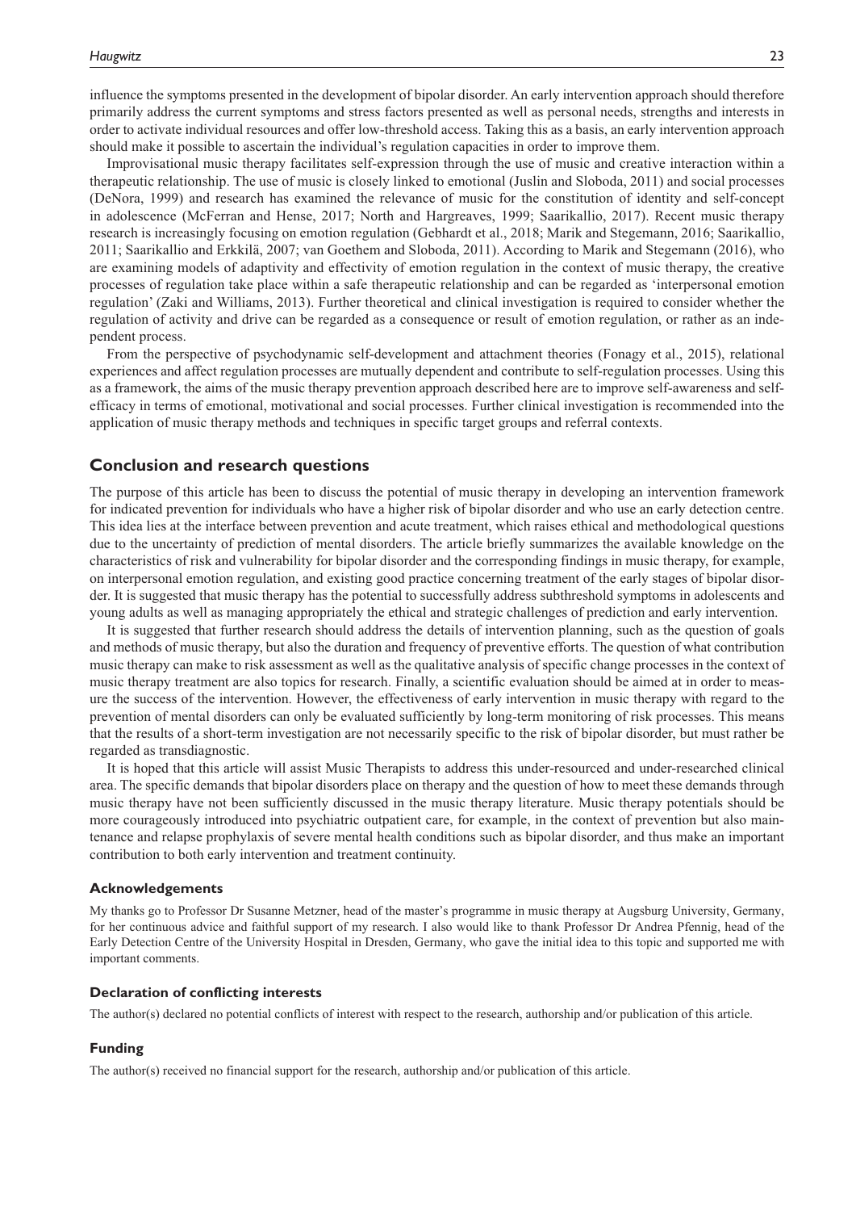influence the symptoms presented in the development of bipolar disorder. An early intervention approach should therefore primarily address the current symptoms and stress factors presented as well as personal needs, strengths and interests in order to activate individual resources and offer low-threshold access. Taking this as a basis, an early intervention approach should make it possible to ascertain the individual's regulation capacities in order to improve them.

Improvisational music therapy facilitates self-expression through the use of music and creative interaction within a therapeutic relationship. The use of music is closely linked to emotional (Juslin and Sloboda, 2011) and social processes (DeNora, 1999) and research has examined the relevance of music for the constitution of identity and self-concept in adolescence (McFerran and Hense, 2017; North and Hargreaves, 1999; Saarikallio, 2017). Recent music therapy research is increasingly focusing on emotion regulation (Gebhardt et al., 2018; Marik and Stegemann, 2016; Saarikallio, 2011; Saarikallio and Erkkilä, 2007; van Goethem and Sloboda, 2011). According to Marik and Stegemann (2016), who are examining models of adaptivity and effectivity of emotion regulation in the context of music therapy, the creative processes of regulation take place within a safe therapeutic relationship and can be regarded as 'interpersonal emotion regulation' (Zaki and Williams, 2013). Further theoretical and clinical investigation is required to consider whether the regulation of activity and drive can be regarded as a consequence or result of emotion regulation, or rather as an independent process.

From the perspective of psychodynamic self-development and attachment theories (Fonagy et al., 2015), relational experiences and affect regulation processes are mutually dependent and contribute to self-regulation processes. Using this as a framework, the aims of the music therapy prevention approach described here are to improve self-awareness and self-efficacy in terms of emotional, motivational and social processes. Further clinical investigation is recommended into the application of music therapy methods and techniques in specific target groups and referral contexts.

## Conclusion and research questions

The purpose of this article has been to discuss the potential of music therapy in developing an intervention framework for indicated prevention for individuals who have a higher risk of bipolar disorder and who use an early detection centre. This idea lies at the interface between prevention and acute treatment, which raises ethical and methodological questions due to the uncertainty of prediction of mental disorders. The article briefly summarizes the available knowledge on the characteristics of risk and vulnerability for bipolar disorder and the corresponding findings in music therapy, for example, on interpersonal emotion regulation, and existing good practice concerning treatment of the early stages of bipolar disorder. It is suggested that music therapy has the potential to successfully address subthreshold symptoms in adolescents and young adults as well as managing appropriately the ethical and strategic challenges of prediction and early intervention.

It is suggested that further research should address the details of intervention planning, such as the question of goals and methods of music therapy, but also the duration and frequency of preventive efforts. The question of what contribution music therapy can make to risk assessment as well as the qualitative analysis of specific change processes in the context of music therapy treatment are also topics for research. Finally, a scientific evaluation should be aimed at in order to measure the success of the intervention. However, the effectiveness of early intervention in music therapy with regard to the prevention of mental disorders can only be evaluated sufficiently by long-term monitoring of risk processes. This means that the results of a short-term investigation are not necessarily specific to the risk of bipolar disorder, but must rather be regarded as transdiagnostic.

It is hoped that this article will assist Music Therapists to address this under-resourced and under-researched clinical area. The specific demands that bipolar disorders place on therapy and the question of how to meet these demands through music therapy have not been sufficiently discussed in the music therapy literature. Music therapy potentials should be more courageously introduced into psychiatric outpatient care, for example, in the context of prevention but also maintenance and relapse prophylaxis of severe mental health conditions such as bipolar disorder, and thus make an important contribution to both early intervention and treatment continuity.

### Acknowledgements

My thanks go to Professor Dr Susanne Metzner, head of the master's programme in music therapy at Augsburg University, Germany, for her continuous advice and faithful support of my research. I also would like to thank Professor Dr Andrea Pfennig, head of the Early Detection Centre of the University Hospital in Dresden, Germany, who gave the initial idea to this topic and supported me with important comments.

### Declaration of conflicting interests

The author(s) declared no potential conflicts of interest with respect to the research, authorship and/or publication of this article.

### Funding

The author(s) received no financial support for the research, authorship and/or publication of this article.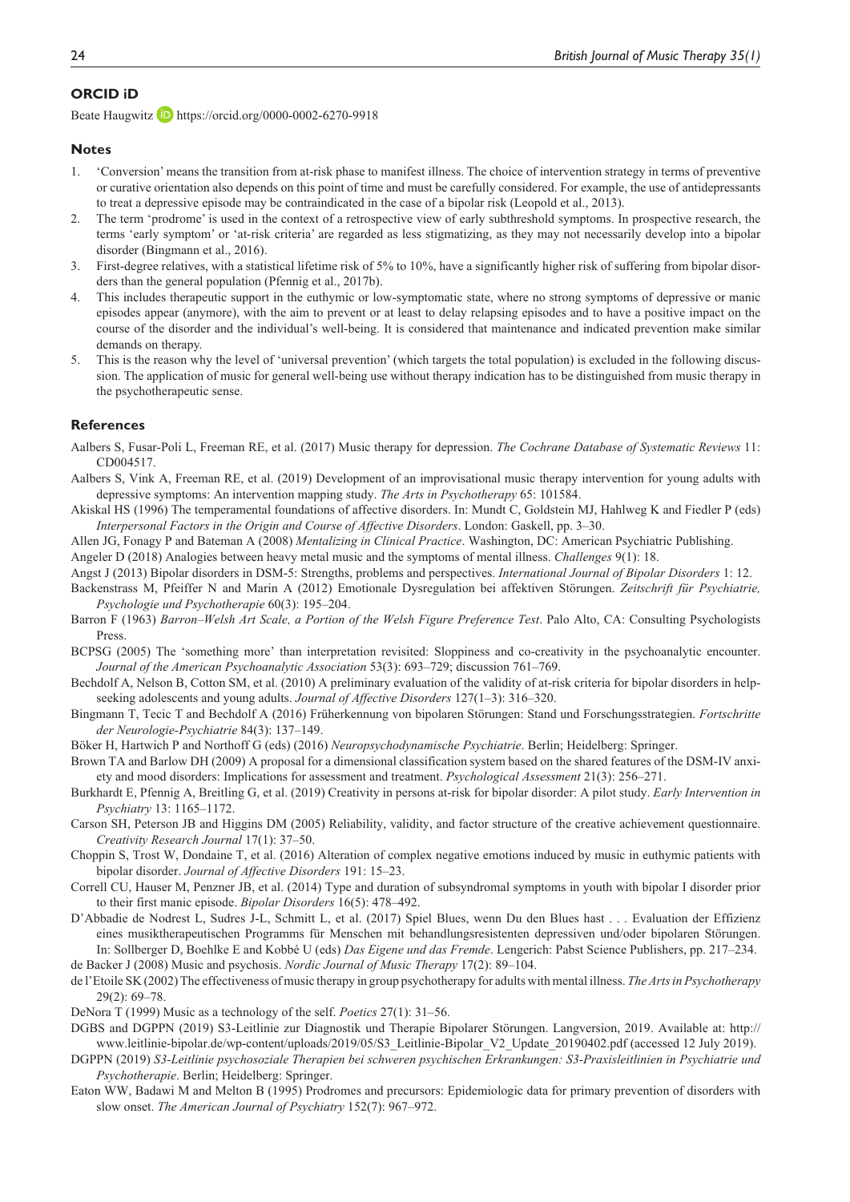## ORCID iD

Beate Haugwitz https://orcid.org/0000-0002-6270-9918

## Notes

1. 'Conversion' means the transition from at-risk phase to manifest illness. The choice of intervention strategy in terms of preventive or curative orientation also depends on this point of time and must be carefully considered. For example, the use of antidepressants to treat a depressive episode may be contraindicated in the case of a bipolar risk (Leopold et al., 2013).
2. The term 'prodrome' is used in the context of a retrospective view of early subthreshold symptoms. In prospective research, the terms 'early symptom' or 'at-risk criteria' are regarded as less stigmatizing, as they may not necessarily develop into a bipolar disorder (Bingmann et al., 2016).
3. First-degree relatives, with a statistical lifetime risk of 5% to 10%, have a significantly higher risk of suffering from bipolar disorders than the general population (Pfennig et al., 2017b).
4. This includes therapeutic support in the euthymic or low-symptomatic state, where no strong symptoms of depressive or manic episodes appear (anymore), with the aim to prevent or at least to delay relapsing episodes and to have a positive impact on the course of the disorder and the individual's well-being. It is considered that maintenance and indicated prevention make similar demands on therapy.
5. This is the reason why the level of 'universal prevention' (which targets the total population) is excluded in the following discussion. The application of music for general well-being use without therapy indication has to be distinguished from music therapy in the psychotherapeutic sense.

## References

Aalbers S, Fusar-Poli L, Freeman RE, et al. (2017) Music therapy for depression. *The Cochrane Database of Systematic Reviews* 11: CD004517.

Aalbers S, Vink A, Freeman RE, et al. (2019) Development of an improvisational music therapy intervention for young adults with depressive symptoms: An intervention mapping study. *The Arts in Psychotherapy* 65: 101584.

Akiskal HS (1996) The temperamental foundations of affective disorders. In: Mundt C, Goldstein MJ, Hahlweg K and Fiedler P (eds) *Interpersonal Factors in the Origin and Course of Affective Disorders*. London: Gaskell, pp. 3–30.

Allen JG, Fonagy P and Bateman A (2008) *Mentalizing in Clinical Practice*. Washington, DC: American Psychiatric Publishing.

Angeler D (2018) Analogies between heavy metal music and the symptoms of mental illness. *Challenges* 9(1): 18.

Angst J (2013) Bipolar disorders in DSM-5: Strengths, problems and perspectives. *International Journal of Bipolar Disorders* 1: 12.

Backenstrass M, Pfeiffer N and Marin A (2012) Emotionale Dysregulation bei affektiven Störungen. *Zeitschrift für Psychiatrie, Psychologie und Psychotherapie* 60(3): 195–204.

Barron F (1963) *Barron–Welsh Art Scale, a Portion of the Welsh Figure Preference Test*. Palo Alto, CA: Consulting Psychologists Press.

BCPSG (2005) The 'something more' than interpretation revisited: Sloppiness and co-creativity in the psychoanalytic encounter. *Journal of the American Psychoanalytic Association* 53(3): 693–729; discussion 761–769.

Bechdolf A, Nelson B, Cotton SM, et al. (2010) A preliminary evaluation of the validity of at-risk criteria for bipolar disorders in help-seeking adolescents and young adults. *Journal of Affective Disorders* 127(1–3): 316–320.

Bingmann T, Tecic T and Bechdolf A (2016) Früherkennung von bipolaren Störungen: Stand und Forschungsstrategien. *Fortschritte der Neurologie-Psychiatrie* 84(3): 137–149.

Böker H, Hartwich P and Northoff G (eds) (2016) *Neuropsychodynamische Psychiatrie*. Berlin; Heidelberg: Springer.

Brown TA and Barlow DH (2009) A proposal for a dimensional classification system based on the shared features of the DSM-IV anxiety and mood disorders: Implications for assessment and treatment. *Psychological Assessment* 21(3): 256–271.

Burkhardt E, Pfennig A, Breitling G, et al. (2019) Creativity in persons at-risk for bipolar disorder: A pilot study. *Early Intervention in Psychiatry* 13: 1165–1172.

Carson SH, Peterson JB and Higgins DM (2005) Reliability, validity, and factor structure of the creative achievement questionnaire. *Creativity Research Journal* 17(1): 37–50.

Choppin S, Trost W, Dondaine T, et al. (2016) Alteration of complex negative emotions induced by music in euthymic patients with bipolar disorder. *Journal of Affective Disorders* 191: 15–23.

Correll CU, Hauser M, Penzner JB, et al. (2014) Type and duration of subsyndromal symptoms in youth with bipolar I disorder prior to their first manic episode. *Bipolar Disorders* 16(5): 478–492.

D'Abbadie de Nodrest L, Sudres J-L, Schmitt L, et al. (2017) Spiel Blues, wenn Du den Blues hast . . . Evaluation der Effizienz eines musiktherapeutischen Programms für Menschen mit behandlungsresistenten depressiven und/oder bipolaren Störungen. In: Sollberger D, Boehlke E and Kobbé U (eds) *Das Eigene und das Fremde*. Lengerich: Pabst Science Publishers, pp. 217–234.

de Backer J (2008) Music and psychosis. *Nordic Journal of Music Therapy* 17(2): 89–104.

de l'Etoile SK (2002) The effectiveness of music therapy in group psychotherapy for adults with mental illness. *The Arts in Psychotherapy* 29(2): 69–78.

DeNora T (1999) Music as a technology of the self. *Poetics* 27(1): 31–56.

DGBS and DGPPN (2019) S3-Leitlinie zur Diagnostik und Therapie Bipolarer Störungen. Langversion, 2019. Available at: http://www.leitlinie-bipolar.de/wp-content/uploads/2019/05/S3_Leitlinie-Bipolar_V2_Update_20190402.pdf (accessed 12 July 2019).

DGPPN (2019) *S3-Leitlinie psychosoziale Therapien bei schweren psychischen Erkrankungen: S3-Praxisleitlinien in Psychiatrie und Psychotherapie*. Berlin; Heidelberg: Springer.

Eaton WW, Badawi M and Melton B (1995) Prodromes and precursors: Epidemiologic data for primary prevention of disorders with slow onset. *The American Journal of Psychiatry* 152(7): 967–972.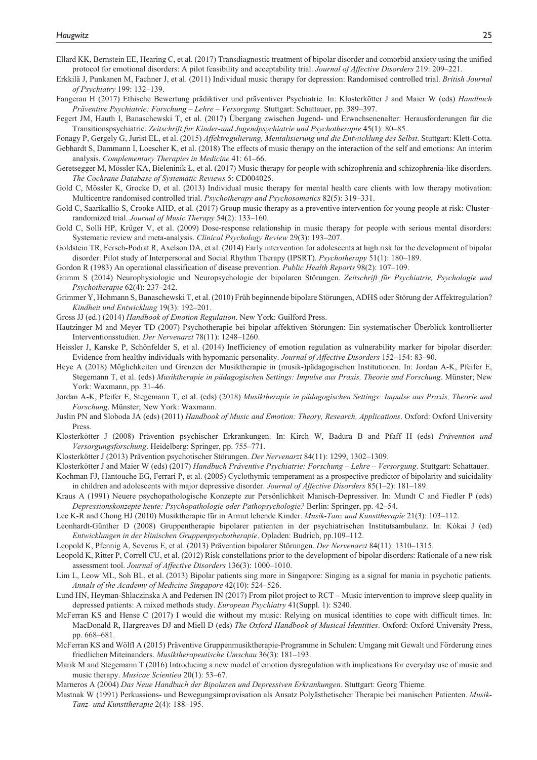Ellard KK, Bernstein EE, Hearing C, et al. (2017) Transdiagnostic treatment of bipolar disorder and comorbid anxiety using the unified protocol for emotional disorders: A pilot feasibility and acceptability trial. *Journal of Affective Disorders* 219: 209–221.

Erkkilä J, Punkanen M, Fachner J, et al. (2011) Individual music therapy for depression: Randomised controlled trial. *British Journal of Psychiatry* 199: 132–139.

Fangerau H (2017) Ethische Bewertung prädiktiver und präventiver Psychiatrie. In: Klosterkötter J and Maier W (eds) *Handbuch Präventive Psychiatrie: Forschung – Lehre – Versorgung*. Stuttgart: Schattauer, pp. 389–397.

Fegert JM, Hauth I, Banaschewski T, et al. (2017) Übergang zwischen Jugend- und Erwachsenenalter: Herausforderungen für die Transitionspsychiatrie. *Zeitschrift fur Kinder-und Jugendpsychiatrie und Psychotherapie* 45(1): 80–85.

Fonagy P, Gergely G, Jurist EL, et al. (2015) *Affektregulierung, Mentalisierung und die Entwicklung des Selbst*. Stuttgart: Klett-Cotta.

Gebhardt S, Dammann I, Loescher K, et al. (2018) The effects of music therapy on the interaction of the self and emotions: An interim analysis. *Complementary Therapies in Medicine* 41: 61–66.

Geretsegger M, Mössler KA, Bieleninik Ł, et al. (2017) Music therapy for people with schizophrenia and schizophrenia-like disorders. *The Cochrane Database of Systematic Reviews* 5: CD004025.

Gold C, Mössler K, Grocke D, et al. (2013) Individual music therapy for mental health care clients with low therapy motivation: Multicentre randomised controlled trial. *Psychotherapy and Psychosomatics* 82(5): 319–331.

Gold C, Saarikallio S, Crooke AHD, et al. (2017) Group music therapy as a preventive intervention for young people at risk: Cluster-randomized trial. *Journal of Music Therapy* 54(2): 133–160.

Gold C, Solli HP, Krüger V, et al. (2009) Dose-response relationship in music therapy for people with serious mental disorders: Systematic review and meta-analysis. *Clinical Psychology Review* 29(3): 193–207.

Goldstein TR, Fersch-Podrat R, Axelson DA, et al. (2014) Early intervention for adolescents at high risk for the development of bipolar disorder: Pilot study of Interpersonal and Social Rhythm Therapy (IPSRT). *Psychotherapy* 51(1): 180–189.

Gordon R (1983) An operational classification of disease prevention. *Public Health Reports* 98(2): 107–109.

Grimm S (2014) Neurophysiologie und Neuropsychologie der bipolaren Störungen. *Zeitschrift für Psychiatrie, Psychologie und Psychotherapie* 62(4): 237–242.

Grimmer Y, Hohmann S, Banaschewski T, et al. (2010) Früh beginnende bipolare Störungen, ADHS oder Störung der Affektregulation? *Kindheit und Entwicklung* 19(3): 192–201.

Gross JJ (ed.) (2014) *Handbook of Emotion Regulation*. New York: Guilford Press.

Hautzinger M and Meyer TD (2007) Psychotherapie bei bipolar affektiven Störungen: Ein systematischer Überblick kontrollierter Interventionsstudien. *Der Nervenarzt* 78(11): 1248–1260.

Heissler J, Kanske P, Schönfelder S, et al. (2014) Inefficiency of emotion regulation as vulnerability marker for bipolar disorder: Evidence from healthy individuals with hypomanic personality. *Journal of Affective Disorders* 152–154: 83–90.

Heye A (2018) Möglichkeiten und Grenzen der Musiktherapie in (musik-)pädagogischen Institutionen. In: Jordan A-K, Pfeifer E, Stegemann T, et al. (eds) *Musiktherapie in pädagogischen Settings: Impulse aus Praxis, Theorie und Forschung*. Münster; New York: Waxmann, pp. 31–46.

Jordan A-K, Pfeifer E, Stegemann T, et al. (eds) (2018) *Musiktherapie in pädagogischen Settings: Impulse aus Praxis, Theorie und Forschung*. Münster; New York: Waxmann.

Juslin PN and Sloboda JA (eds) (2011) *Handbook of Music and Emotion: Theory, Research, Applications*. Oxford: Oxford University Press.

Klosterkötter J (2008) Prävention psychischer Erkrankungen. In: Kirch W, Badura B and Pfaff H (eds) *Prävention und Versorgungsforschung*. Heidelberg: Springer, pp. 755–771.

Klosterkötter J (2013) Prävention psychotischer Störungen. *Der Nervenarzt* 84(11): 1299, 1302–1309.

Klosterkötter J and Maier W (eds) (2017) *Handbuch Präventive Psychiatrie: Forschung – Lehre – Versorgung*. Stuttgart: Schattauer.

Kochman FJ, Hantouche EG, Ferrari P, et al. (2005) Cyclothymic temperament as a prospective predictor of bipolarity and suicidality in children and adolescents with major depressive disorder. *Journal of Affective Disorders* 85(1–2): 181–189.

Kraus A (1991) Neuere psychopathologische Konzepte zur Persönlichkeit Manisch-Depressiver. In: Mundt C and Fiedler P (eds) *Depressionskonzepte heute: Psychopathologie oder Pathopsychologie?* Berlin: Springer, pp. 42–54.

Lee K-R and Chong HJ (2010) Musiktherapie für in Armut lebende Kinder. *Musik-Tanz und Kunsttherapie* 21(3): 103–112.

Leonhardt-Günther D (2008) Gruppentherapie bipolarer patienten in der psychiatrischen Institutsambulanz. In: Kókai J (ed) *Entwicklungen in der klinischen Gruppenpsychotherapie*. Opladen: Budrich, pp.109–112.

Leopold K, Pfennig A, Severus E, et al. (2013) Prävention bipolarer Störungen. *Der Nervenarzt* 84(11): 1310–1315.

Leopold K, Ritter P, Correll CU, et al. (2012) Risk constellations prior to the development of bipolar disorders: Rationale of a new risk assessment tool. *Journal of Affective Disorders* 136(3): 1000–1010.

Lim L, Leow ML, Soh BL, et al. (2013) Bipolar patients sing more in Singapore: Singing as a signal for mania in psychotic patients. *Annals of the Academy of Medicine Singapore* 42(10): 524–526.

Lund HN, Heyman-Shlaczinska A and Pedersen IN (2017) From pilot project to RCT – Music intervention to improve sleep quality in depressed patients: A mixed methods study. *European Psychiatry* 41(Suppl. 1): S240.

McFerran KS and Hense C (2017) I would die without my music: Relying on musical identities to cope with difficult times. In: MacDonald R, Hargreaves DJ and Miell D (eds) *The Oxford Handbook of Musical Identities*. Oxford: Oxford University Press, pp. 668–681.

McFerran KS and Wölfl A (2015) Präventive Gruppenmusiktherapie-Programme in Schulen: Umgang mit Gewalt und Förderung eines friedlichen Miteinanders. *Musiktherapeutische Umschau* 36(3): 181–193.

Marik M and Stegemann T (2016) Introducing a new model of emotion dysregulation with implications for everyday use of music and music therapy. *Musicae Scientiea* 20(1): 53–67.

Marneros A (2004) *Das Neue Handbuch der Bipolaren und Depressiven Erkrankungen*. Stuttgart: Georg Thieme.

Mastnak W (1991) Perkussions- und Bewegungsimprovisation als Ansatz Polyästhetischer Therapie bei manischen Patienten. *Musik-Tanz- und Kunsttherapie* 2(4): 188–195.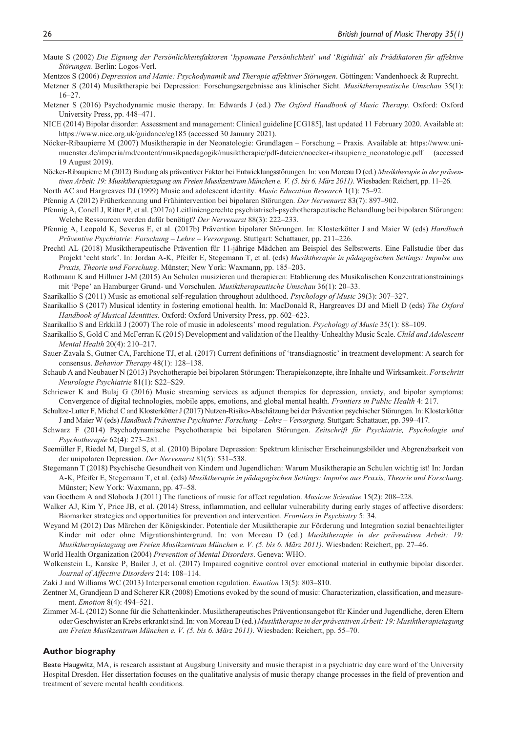Maute S (2002) *Die Eignung der Persönlichkeitsfaktoren* '*hypomane Persönlichkeit*' *und* '*Rigidität*' *als Prädikatoren für affektive Störungen*. Berlin: Logos-Verl.

Mentzos S (2006) *Depression und Manie: Psychodynamik und Therapie affektiver Störungen*. Göttingen: Vandenhoeck & Ruprecht.

Metzner S (2014) Musiktherapie bei Depression: Forschungsergebnisse aus klinischer Sicht. *Musiktherapeutische Umschau* 35(1): 16–27.

Metzner S (2016) Psychodynamic music therapy. In: Edwards J (ed.) *The Oxford Handbook of Music Therapy*. Oxford: Oxford University Press, pp. 448–471.

NICE (2014) Bipolar disorder: Assessment and management: Clinical guideline [CG185], last updated 11 February 2020. Available at: https://www.nice.org.uk/guidance/cg185 (accessed 30 January 2021).

Nöcker-Ribaupierre M (2007) Musiktherapie in der Neonatologie: Grundlagen – Forschung – Praxis. Available at: https://www.uni-muenster.de/imperia/md/content/musikpaedagogik/musiktherapie/pdf-dateien/noecker-ribaupierre_neonatologie.pdf (accessed 19 August 2019).

Nöcker-Ribaupierre M (2012) Bindung als präventiver Faktor bei Entwicklungsstörungen. In: von Moreau D (ed.) *Musiktherapie in der präventiven Arbeit: 19: Musiktherapietagung am Freien Musikzentrum München e. V. (5. bis 6. März 2011)*. Wiesbaden: Reichert, pp. 11–26.

North AC and Hargreaves DJ (1999) Music and adolescent identity. *Music Education Research* 1(1): 75–92.

Pfennig A (2012) Früherkennung und Frühintervention bei bipolaren Störungen. *Der Nervenarzt* 83(7): 897–902.

Pfennig A, Conell J, Ritter P, et al. (2017a) Leitliniengerechte psychiatrisch-psychotherapeutische Behandlung bei bipolaren Störungen: Welche Ressourcen werden dafür benötigt? *Der Nervenarzt* 88(3): 222–233.

Pfennig A, Leopold K, Severus E, et al. (2017b) Prävention bipolarer Störungen. In: Klosterkötter J and Maier W (eds) *Handbuch Präventive Psychiatrie: Forschung – Lehre – Versorgung*. Stuttgart: Schattauer, pp. 211–226.

Prechtl AL (2018) Musiktherapeutische Prävention für 11-jährige Mädchen am Beispiel des Selbstwerts. Eine Fallstudie über das Projekt 'echt stark'. In: Jordan A-K, Pfeifer E, Stegemann T, et al. (eds) *Musiktherapie in pädagogischen Settings: Impulse aus Praxis, Theorie und Forschung*. Münster; New York: Waxmann, pp. 185–203.

Rothmann K and Hillmer J-M (2015) An Schulen musizieren und therapieren: Etablierung des Musikalischen Konzentrationstrainings mit 'Pepe' an Hamburger Grund- und Vorschulen. *Musiktherapeutische Umschau* 36(1): 20–33.

Saarikallio S (2011) Music as emotional self-regulation throughout adulthood. *Psychology of Music* 39(3): 307–327.

Saarikallio S (2017) Musical identity in fostering emotional health. In: MacDonald R, Hargreaves DJ and Miell D (eds) *The Oxford Handbook of Musical Identities*. Oxford: Oxford University Press, pp. 602–623.

Saarikallio S and Erkkilä J (2007) The role of music in adolescents' mood regulation. *Psychology of Music* 35(1): 88–109.

Saarikallio S, Gold C and McFerran K (2015) Development and validation of the Healthy-Unhealthy Music Scale. *Child and Adolescent Mental Health* 20(4): 210–217.

Sauer-Zavala S, Gutner CA, Farchione TJ, et al. (2017) Current definitions of 'transdiagnostic' in treatment development: A search for consensus. *Behavior Therapy* 48(1): 128–138.

Schaub A and Neubauer N (2013) Psychotherapie bei bipolaren Störungen: Therapiekonzepte, ihre Inhalte und Wirksamkeit. *Fortschritt Neurologie Psychiatrie* 81(1): S22–S29.

Schriewer K and Bulaj G (2016) Music streaming services as adjunct therapies for depression, anxiety, and bipolar symptoms: Convergence of digital technologies, mobile apps, emotions, and global mental health. *Frontiers in Public Health* 4: 217.

Schultze-Lutter F, Michel C and Klosterkötter J (2017) Nutzen-Risiko-Abschätzung bei der Prävention psychischer Störungen. In: Klosterkötter J and Maier W (eds) *Handbuch Präventive Psychiatrie: Forschung – Lehre – Versorgung*. Stuttgart: Schattauer, pp. 399–417.

Schwarz F (2014) Psychodynamische Psychotherapie bei bipolaren Störungen. *Zeitschrift für Psychiatrie, Psychologie und Psychotherapie* 62(4): 273–281.

Seemüller F, Riedel M, Dargel S, et al. (2010) Bipolare Depression: Spektrum klinischer Erscheinungsbilder und Abgrenzbarkeit von der unipolaren Depression. *Der Nervenarzt* 81(5): 531–538.

Stegemann T (2018) Psychische Gesundheit von Kindern und Jugendlichen: Warum Musiktherapie an Schulen wichtig ist! In: Jordan A-K, Pfeifer E, Stegemann T, et al. (eds) *Musiktherapie in pädagogischen Settings: Impulse aus Praxis, Theorie und Forschung*. Münster; New York: Waxmann, pp. 47–58.

van Goethem A and Sloboda J (2011) The functions of music for affect regulation. *Musicae Scientiae* 15(2): 208–228.

Walker AJ, Kim Y, Price JB, et al. (2014) Stress, inflammation, and cellular vulnerability during early stages of affective disorders: Biomarker strategies and opportunities for prevention and intervention. *Frontiers in Psychiatry* 5: 34.

Weyand M (2012) Das Märchen der Königskinder. Potentiale der Musiktherapie zur Förderung und Integration sozial benachteiligter Kinder mit oder ohne Migrationshintergrund. In: von Moreau D (ed.) *Musiktherapie in der präventiven Arbeit: 19: Musiktherapietagung am Freien Musikzentrum München e. V. (5. bis 6. März 2011)*. Wiesbaden: Reichert, pp. 27–46.

World Health Organization (2004) *Prevention of Mental Disorders*. Geneva: WHO.

Wolkenstein L, Kanske P, Bailer J, et al. (2017) Impaired cognitive control over emotional material in euthymic bipolar disorder. *Journal of Affective Disorders* 214: 108–114.

Zaki J and Williams WC (2013) Interpersonal emotion regulation. *Emotion* 13(5): 803–810.

Zentner M, Grandjean D and Scherer KR (2008) Emotions evoked by the sound of music: Characterization, classification, and measurement. *Emotion* 8(4): 494–521.

Zimmer M-L (2012) Sonne für die Schattenkinder. Musiktherapeutisches Präventionsangebot für Kinder und Jugendliche, deren Eltern oder Geschwister an Krebs erkrankt sind. In: von Moreau D (ed.) *Musiktherapie in der präventiven Arbeit: 19: Musiktherapietagung am Freien Musikzentrum München e. V. (5. bis 6. März 2011)*. Wiesbaden: Reichert, pp. 55–70.

## Author biography

Beate Haugwitz, MA, is research assistant at Augsburg University and music therapist in a psychiatric day care ward of the University Hospital Dresden. Her dissertation focuses on the qualitative analysis of music therapy change processes in the field of prevention and treatment of severe mental health conditions.